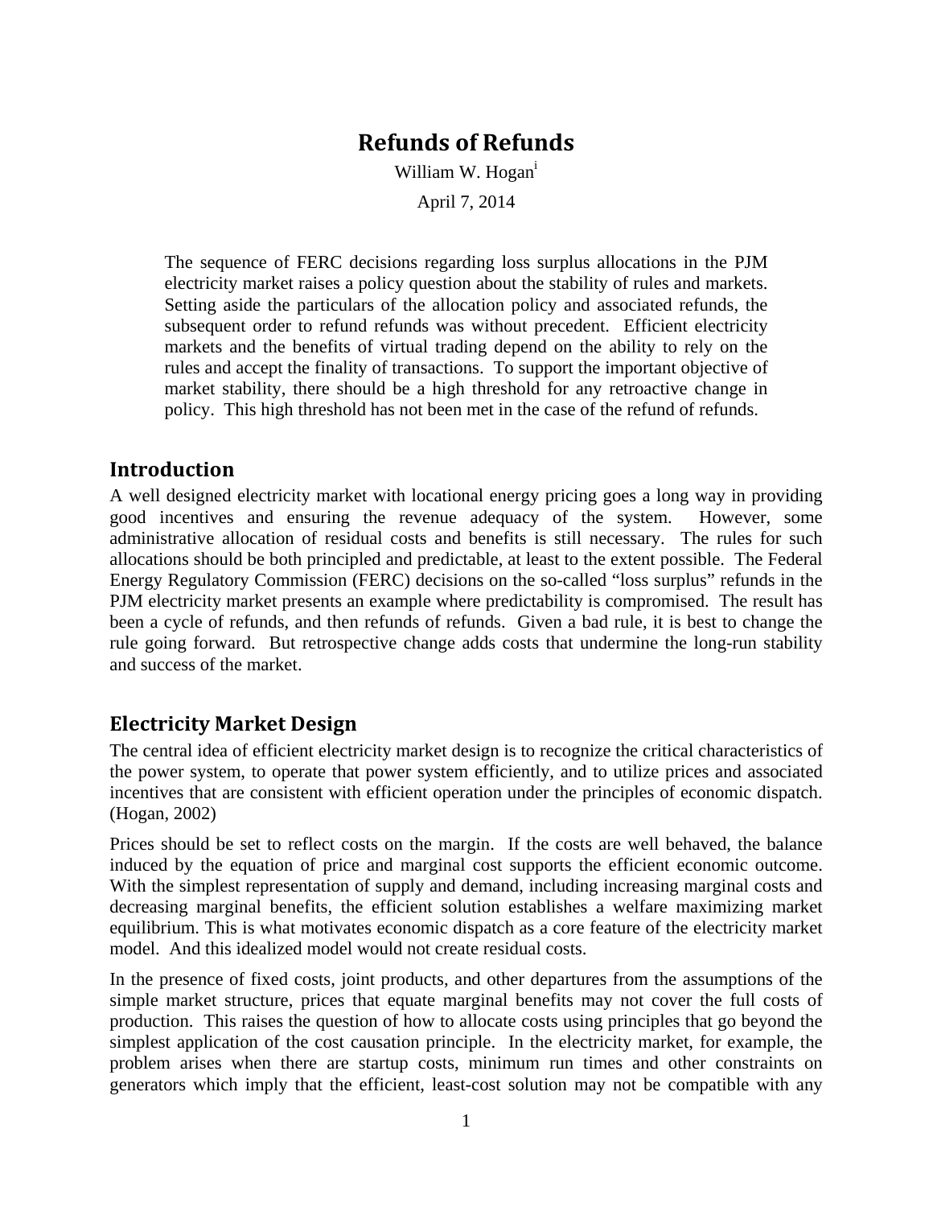# Refunds of Refunds

William W. Hogan[i]

April 7, 2014

> The sequence of FERC decisions regarding loss surplus allocations in the PJM electricity market raises a policy question about the stability of rules and markets. Setting aside the particulars of the allocation policy and associated refunds, the subsequent order to refund refunds was without precedent. Efficient electricity markets and the benefits of virtual trading depend on the ability to rely on the rules and accept the finality of transactions. To support the important objective of market stability, there should be a high threshold for any retroactive change in policy. This high threshold has not been met in the case of the refund of refunds.

## Introduction

A well designed electricity market with locational energy pricing goes a long way in providing good incentives and ensuring the revenue adequacy of the system. However, some administrative allocation of residual costs and benefits is still necessary. The rules for such allocations should be both principled and predictable, at least to the extent possible. The Federal Energy Regulatory Commission (FERC) decisions on the so-called "loss surplus" refunds in the PJM electricity market presents an example where predictability is compromised. The result has been a cycle of refunds, and then refunds of refunds. Given a bad rule, it is best to change the rule going forward. But retrospective change adds costs that undermine the long-run stability and success of the market.

## Electricity Market Design

The central idea of efficient electricity market design is to recognize the critical characteristics of the power system, to operate that power system efficiently, and to utilize prices and associated incentives that are consistent with efficient operation under the principles of economic dispatch. (Hogan, 2002)

Prices should be set to reflect costs on the margin. If the costs are well behaved, the balance induced by the equation of price and marginal cost supports the efficient economic outcome. With the simplest representation of supply and demand, including increasing marginal costs and decreasing marginal benefits, the efficient solution establishes a welfare maximizing market equilibrium. This is what motivates economic dispatch as a core feature of the electricity market model. And this idealized model would not create residual costs.

In the presence of fixed costs, joint products, and other departures from the assumptions of the simple market structure, prices that equate marginal benefits may not cover the full costs of production. This raises the question of how to allocate costs using principles that go beyond the simplest application of the cost causation principle. In the electricity market, for example, the problem arises when there are startup costs, minimum run times and other constraints on generators which imply that the efficient, least-cost solution may not be compatible with any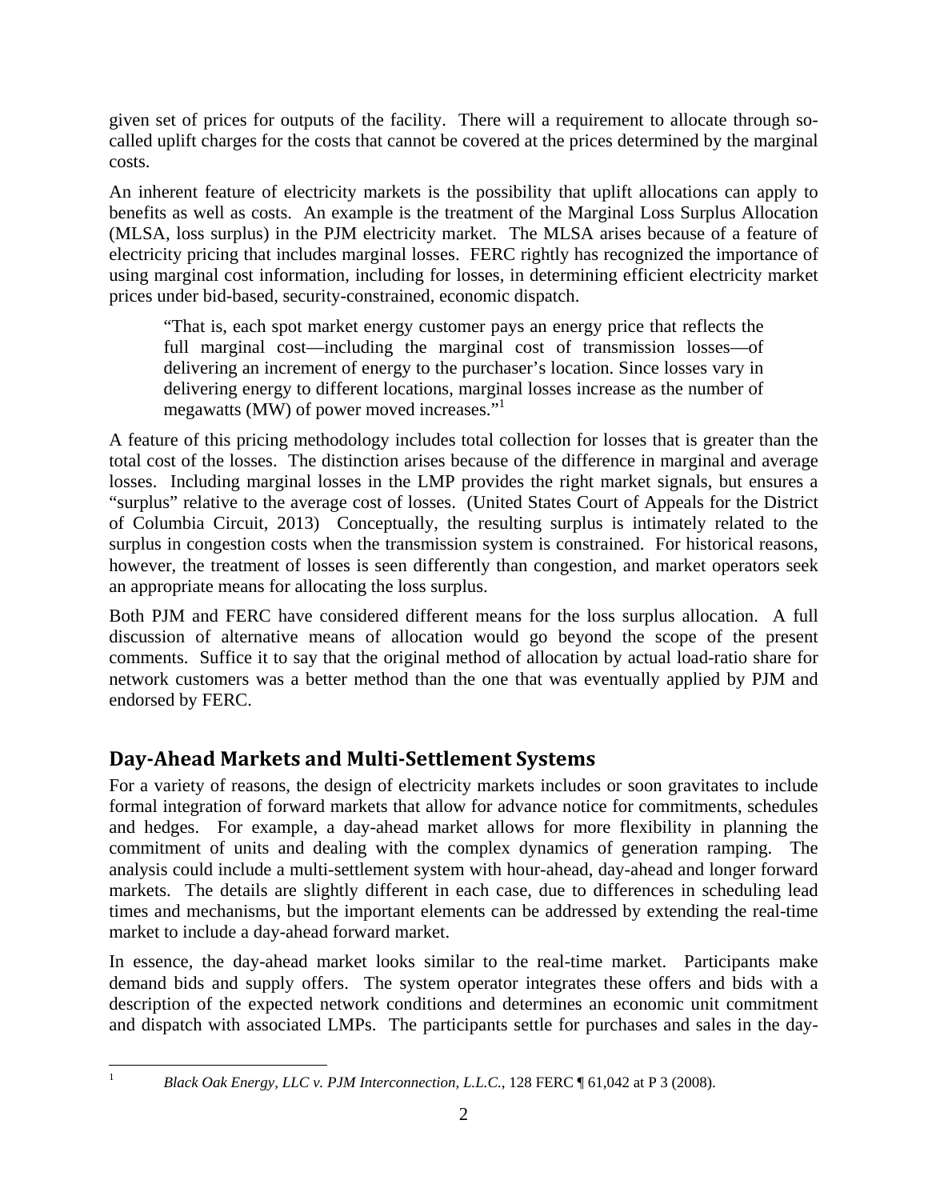given set of prices for outputs of the facility. There will a requirement to allocate through so-called uplift charges for the costs that cannot be covered at the prices determined by the marginal costs.

An inherent feature of electricity markets is the possibility that uplift allocations can apply to benefits as well as costs. An example is the treatment of the Marginal Loss Surplus Allocation (MLSA, loss surplus) in the PJM electricity market. The MLSA arises because of a feature of electricity pricing that includes marginal losses. FERC rightly has recognized the importance of using marginal cost information, including for losses, in determining efficient electricity market prices under bid-based, security-constrained, economic dispatch.

> "That is, each spot market energy customer pays an energy price that reflects the full marginal cost—including the marginal cost of transmission losses—of delivering an increment of energy to the purchaser's location. Since losses vary in delivering energy to different locations, marginal losses increase as the number of megawatts (MW) of power moved increases."[1]

A feature of this pricing methodology includes total collection for losses that is greater than the total cost of the losses. The distinction arises because of the difference in marginal and average losses. Including marginal losses in the LMP provides the right market signals, but ensures a "surplus" relative to the average cost of losses. (United States Court of Appeals for the District of Columbia Circuit, 2013) Conceptually, the resulting surplus is intimately related to the surplus in congestion costs when the transmission system is constrained. For historical reasons, however, the treatment of losses is seen differently than congestion, and market operators seek an appropriate means for allocating the loss surplus.

Both PJM and FERC have considered different means for the loss surplus allocation. A full discussion of alternative means of allocation would go beyond the scope of the present comments. Suffice it to say that the original method of allocation by actual load-ratio share for network customers was a better method than the one that was eventually applied by PJM and endorsed by FERC.

## Day-Ahead Markets and Multi-Settlement Systems

For a variety of reasons, the design of electricity markets includes or soon gravitates to include formal integration of forward markets that allow for advance notice for commitments, schedules and hedges. For example, a day-ahead market allows for more flexibility in planning the commitment of units and dealing with the complex dynamics of generation ramping. The analysis could include a multi-settlement system with hour-ahead, day-ahead and longer forward markets. The details are slightly different in each case, due to differences in scheduling lead times and mechanisms, but the important elements can be addressed by extending the real-time market to include a day-ahead forward market.

In essence, the day-ahead market looks similar to the real-time market. Participants make demand bids and supply offers. The system operator integrates these offers and bids with a description of the expected network conditions and determines an economic unit commitment and dispatch with associated LMPs. The participants settle for purchases and sales in the day-

[1] *Black Oak Energy, LLC v. PJM Interconnection, L.L.C.*, 128 FERC ¶ 61,042 at P 3 (2008).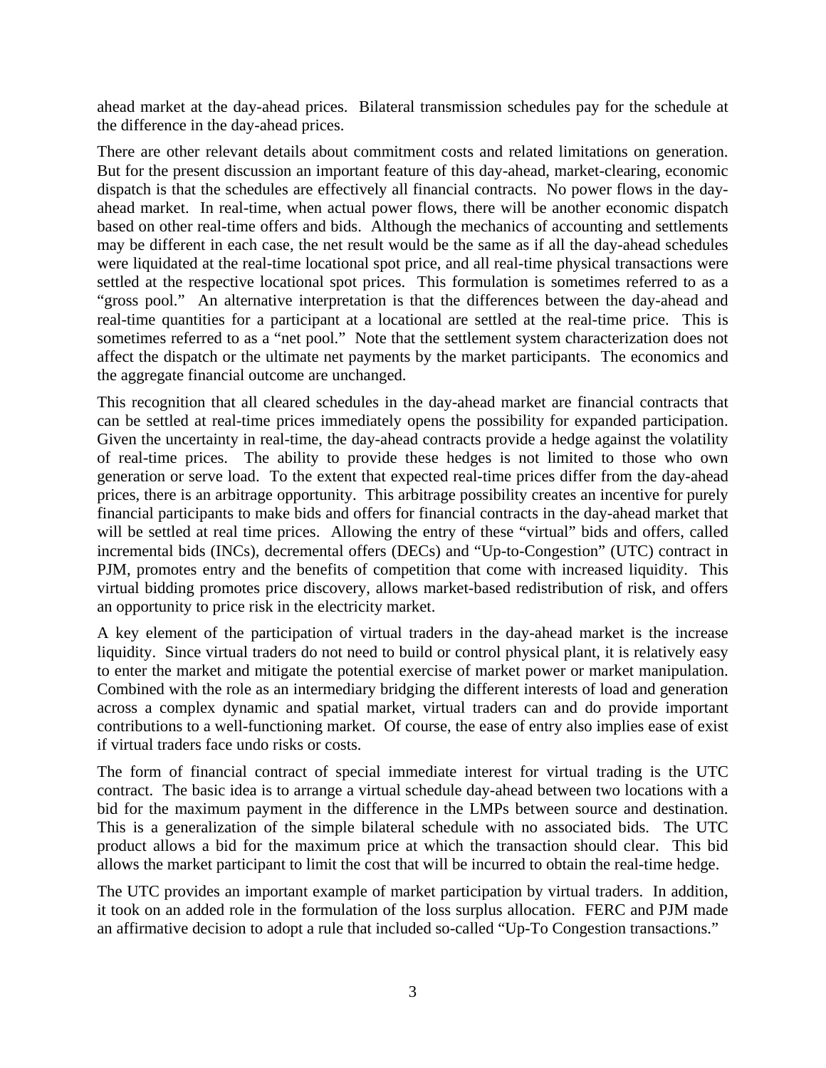ahead market at the day-ahead prices. Bilateral transmission schedules pay for the schedule at the difference in the day-ahead prices.

There are other relevant details about commitment costs and related limitations on generation. But for the present discussion an important feature of this day-ahead, market-clearing, economic dispatch is that the schedules are effectively all financial contracts. No power flows in the day-ahead market. In real-time, when actual power flows, there will be another economic dispatch based on other real-time offers and bids. Although the mechanics of accounting and settlements may be different in each case, the net result would be the same as if all the day-ahead schedules were liquidated at the real-time locational spot price, and all real-time physical transactions were settled at the respective locational spot prices. This formulation is sometimes referred to as a "gross pool." An alternative interpretation is that the differences between the day-ahead and real-time quantities for a participant at a locational are settled at the real-time price. This is sometimes referred to as a "net pool." Note that the settlement system characterization does not affect the dispatch or the ultimate net payments by the market participants. The economics and the aggregate financial outcome are unchanged.

This recognition that all cleared schedules in the day-ahead market are financial contracts that can be settled at real-time prices immediately opens the possibility for expanded participation. Given the uncertainty in real-time, the day-ahead contracts provide a hedge against the volatility of real-time prices. The ability to provide these hedges is not limited to those who own generation or serve load. To the extent that expected real-time prices differ from the day-ahead prices, there is an arbitrage opportunity. This arbitrage possibility creates an incentive for purely financial participants to make bids and offers for financial contracts in the day-ahead market that will be settled at real time prices. Allowing the entry of these "virtual" bids and offers, called incremental bids (INCs), decremental offers (DECs) and "Up-to-Congestion" (UTC) contract in PJM, promotes entry and the benefits of competition that come with increased liquidity. This virtual bidding promotes price discovery, allows market-based redistribution of risk, and offers an opportunity to price risk in the electricity market.

A key element of the participation of virtual traders in the day-ahead market is the increase liquidity. Since virtual traders do not need to build or control physical plant, it is relatively easy to enter the market and mitigate the potential exercise of market power or market manipulation. Combined with the role as an intermediary bridging the different interests of load and generation across a complex dynamic and spatial market, virtual traders can and do provide important contributions to a well-functioning market. Of course, the ease of entry also implies ease of exist if virtual traders face undo risks or costs.

The form of financial contract of special immediate interest for virtual trading is the UTC contract. The basic idea is to arrange a virtual schedule day-ahead between two locations with a bid for the maximum payment in the difference in the LMPs between source and destination. This is a generalization of the simple bilateral schedule with no associated bids. The UTC product allows a bid for the maximum price at which the transaction should clear. This bid allows the market participant to limit the cost that will be incurred to obtain the real-time hedge.

The UTC provides an important example of market participation by virtual traders. In addition, it took on an added role in the formulation of the loss surplus allocation. FERC and PJM made an affirmative decision to adopt a rule that included so-called "Up-To Congestion transactions."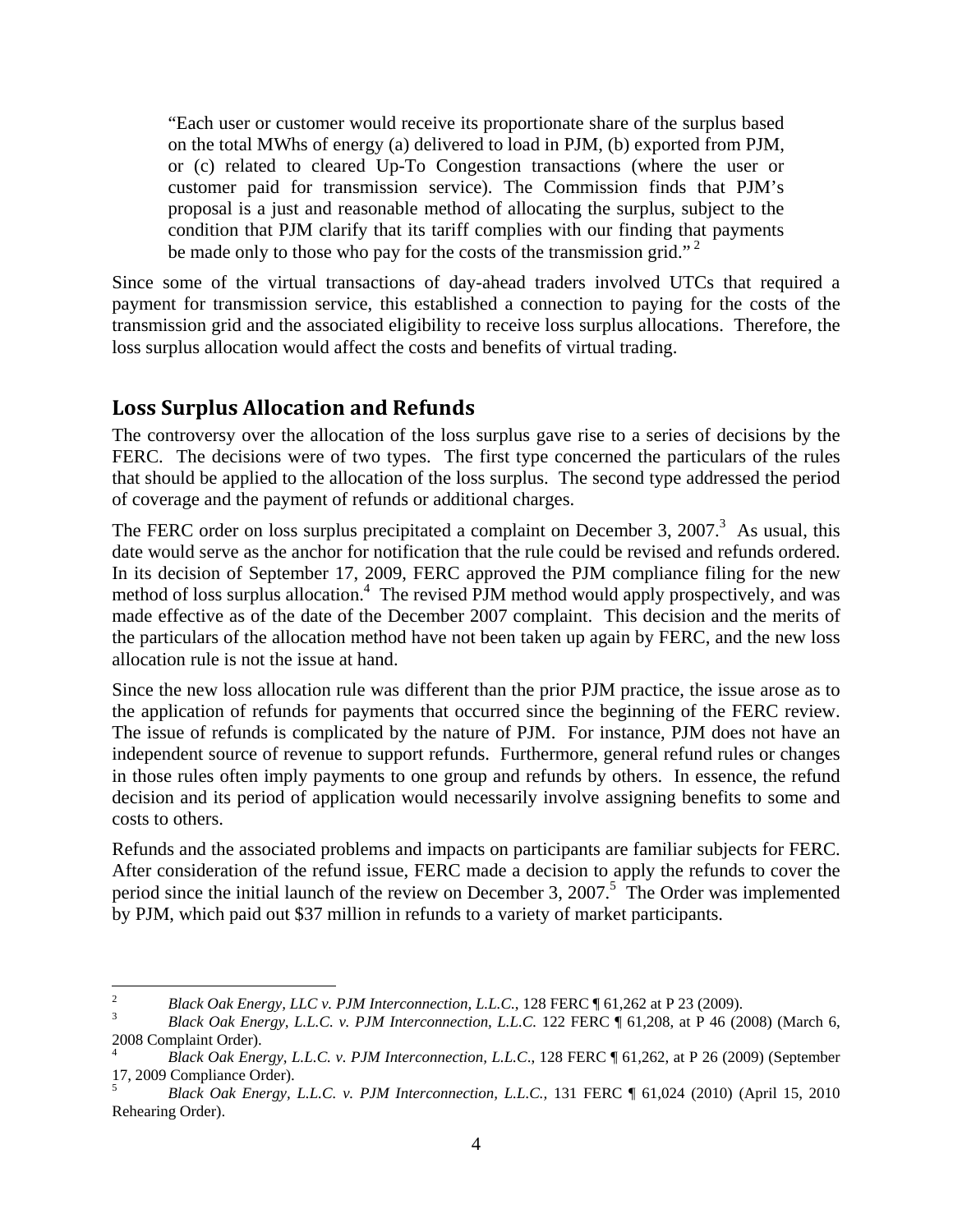> "Each user or customer would receive its proportionate share of the surplus based on the total MWhs of energy (a) delivered to load in PJM, (b) exported from PJM, or (c) related to cleared Up-To Congestion transactions (where the user or customer paid for transmission service). The Commission finds that PJM's proposal is a just and reasonable method of allocating the surplus, subject to the condition that PJM clarify that its tariff complies with our finding that payments be made only to those who pay for the costs of the transmission grid." [2]

Since some of the virtual transactions of day-ahead traders involved UTCs that required a payment for transmission service, this established a connection to paying for the costs of the transmission grid and the associated eligibility to receive loss surplus allocations. Therefore, the loss surplus allocation would affect the costs and benefits of virtual trading.

## Loss Surplus Allocation and Refunds

The controversy over the allocation of the loss surplus gave rise to a series of decisions by the FERC. The decisions were of two types. The first type concerned the particulars of the rules that should be applied to the allocation of the loss surplus. The second type addressed the period of coverage and the payment of refunds or additional charges.

The FERC order on loss surplus precipitated a complaint on December 3, 2007.[3] As usual, this date would serve as the anchor for notification that the rule could be revised and refunds ordered. In its decision of September 17, 2009, FERC approved the PJM compliance filing for the new method of loss surplus allocation.[4] The revised PJM method would apply prospectively, and was made effective as of the date of the December 2007 complaint. This decision and the merits of the particulars of the allocation method have not been taken up again by FERC, and the new loss allocation rule is not the issue at hand.

Since the new loss allocation rule was different than the prior PJM practice, the issue arose as to the application of refunds for payments that occurred since the beginning of the FERC review. The issue of refunds is complicated by the nature of PJM. For instance, PJM does not have an independent source of revenue to support refunds. Furthermore, general refund rules or changes in those rules often imply payments to one group and refunds by others. In essence, the refund decision and its period of application would necessarily involve assigning benefits to some and costs to others.

Refunds and the associated problems and impacts on participants are familiar subjects for FERC. After consideration of the refund issue, FERC made a decision to apply the refunds to cover the period since the initial launch of the review on December 3, 2007.[5] The Order was implemented by PJM, which paid out $37 million in refunds to a variety of market participants.

---

[2] *Black Oak Energy, LLC v. PJM Interconnection, L.L.C.*, 128 FERC ¶ 61,262 at P 23 (2009).

[3] *Black Oak Energy, L.L.C. v. PJM Interconnection, L.L.C.* 122 FERC ¶ 61,208, at P 46 (2008) (March 6, 2008 Complaint Order).

[4] *Black Oak Energy, L.L.C. v. PJM Interconnection, L.L.C.*, 128 FERC ¶ 61,262, at P 26 (2009) (September 17, 2009 Compliance Order).

[5] *Black Oak Energy, L.L.C. v. PJM Interconnection, L.L.C.*, 131 FERC ¶ 61,024 (2010) (April 15, 2010 Rehearing Order).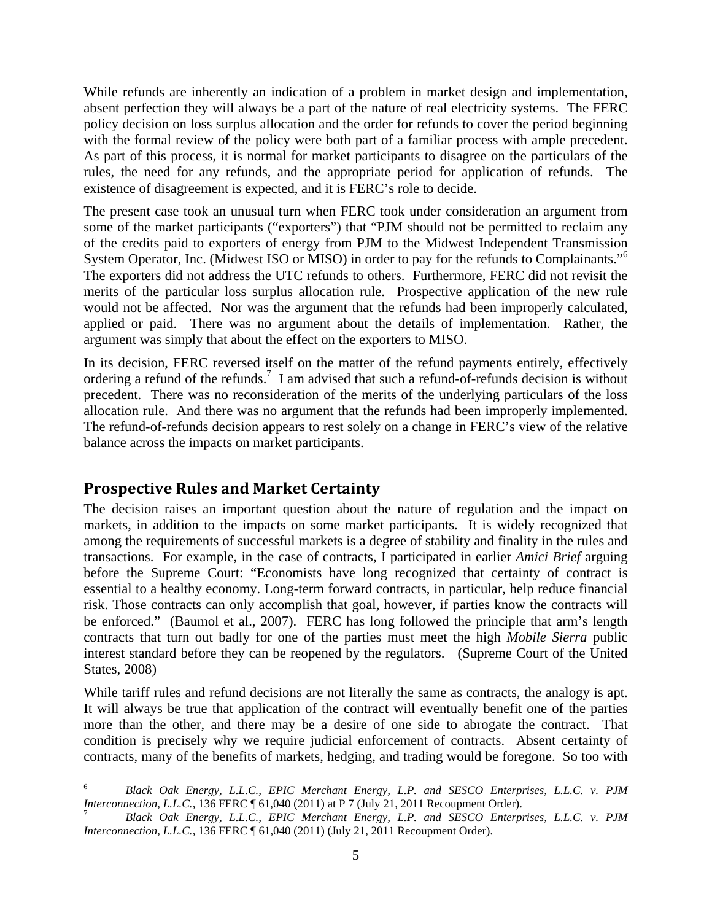While refunds are inherently an indication of a problem in market design and implementation, absent perfection they will always be a part of the nature of real electricity systems. The FERC policy decision on loss surplus allocation and the order for refunds to cover the period beginning with the formal review of the policy were both part of a familiar process with ample precedent. As part of this process, it is normal for market participants to disagree on the particulars of the rules, the need for any refunds, and the appropriate period for application of refunds. The existence of disagreement is expected, and it is FERC's role to decide.

The present case took an unusual turn when FERC took under consideration an argument from some of the market participants ("exporters") that "PJM should not be permitted to reclaim any of the credits paid to exporters of energy from PJM to the Midwest Independent Transmission System Operator, Inc. (Midwest ISO or MISO) in order to pay for the refunds to Complainants."[6] The exporters did not address the UTC refunds to others. Furthermore, FERC did not revisit the merits of the particular loss surplus allocation rule. Prospective application of the new rule would not be affected. Nor was the argument that the refunds had been improperly calculated, applied or paid. There was no argument about the details of implementation. Rather, the argument was simply that about the effect on the exporters to MISO.

In its decision, FERC reversed itself on the matter of the refund payments entirely, effectively ordering a refund of the refunds.[7] I am advised that such a refund-of-refunds decision is without precedent. There was no reconsideration of the merits of the underlying particulars of the loss allocation rule. And there was no argument that the refunds had been improperly implemented. The refund-of-refunds decision appears to rest solely on a change in FERC's view of the relative balance across the impacts on market participants.

## Prospective Rules and Market Certainty

The decision raises an important question about the nature of regulation and the impact on markets, in addition to the impacts on some market participants. It is widely recognized that among the requirements of successful markets is a degree of stability and finality in the rules and transactions. For example, in the case of contracts, I participated in earlier *Amici Brief* arguing before the Supreme Court: "Economists have long recognized that certainty of contract is essential to a healthy economy. Long-term forward contracts, in particular, help reduce financial risk. Those contracts can only accomplish that goal, however, if parties know the contracts will be enforced." (Baumol et al., 2007). FERC has long followed the principle that arm's length contracts that turn out badly for one of the parties must meet the high *Mobile Sierra* public interest standard before they can be reopened by the regulators. (Supreme Court of the United States, 2008)

While tariff rules and refund decisions are not literally the same as contracts, the analogy is apt. It will always be true that application of the contract will eventually benefit one of the parties more than the other, and there may be a desire of one side to abrogate the contract. That condition is precisely why we require judicial enforcement of contracts. Absent certainty of contracts, many of the benefits of markets, hedging, and trading would be foregone. So too with

---

[6] *Black Oak Energy, L.L.C., EPIC Merchant Energy, L.P. and SESCO Enterprises, L.L.C. v. PJM Interconnection, L.L.C.*, 136 FERC ¶ 61,040 (2011) at P 7 (July 21, 2011 Recoupment Order).

[7] *Black Oak Energy, L.L.C., EPIC Merchant Energy, L.P. and SESCO Enterprises, L.L.C. v. PJM Interconnection, L.L.C.*, 136 FERC ¶ 61,040 (2011) (July 21, 2011 Recoupment Order).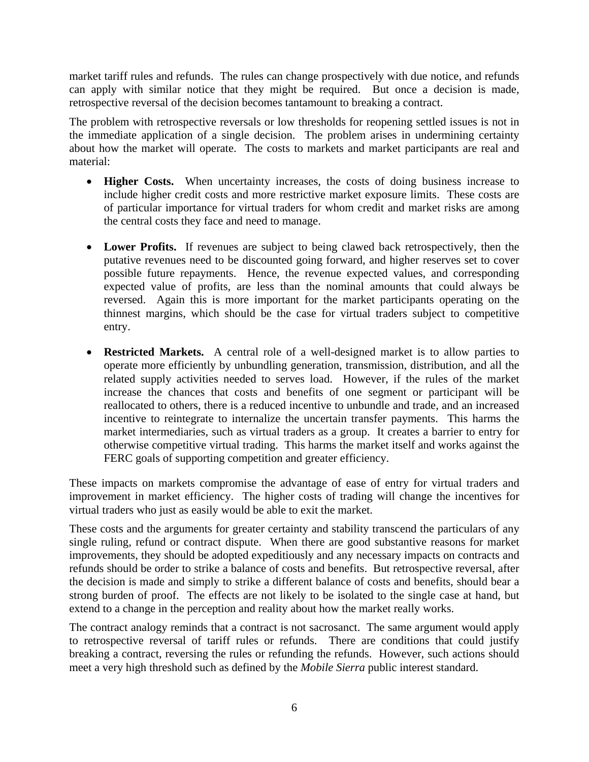market tariff rules and refunds. The rules can change prospectively with due notice, and refunds can apply with similar notice that they might be required. But once a decision is made, retrospective reversal of the decision becomes tantamount to breaking a contract.

The problem with retrospective reversals or low thresholds for reopening settled issues is not in the immediate application of a single decision. The problem arises in undermining certainty about how the market will operate. The costs to markets and market participants are real and material:

- **Higher Costs.** When uncertainty increases, the costs of doing business increase to include higher credit costs and more restrictive market exposure limits. These costs are of particular importance for virtual traders for whom credit and market risks are among the central costs they face and need to manage.

- **Lower Profits.** If revenues are subject to being clawed back retrospectively, then the putative revenues need to be discounted going forward, and higher reserves set to cover possible future repayments. Hence, the revenue expected values, and corresponding expected value of profits, are less than the nominal amounts that could always be reversed. Again this is more important for the market participants operating on the thinnest margins, which should be the case for virtual traders subject to competitive entry.

- **Restricted Markets.** A central role of a well-designed market is to allow parties to operate more efficiently by unbundling generation, transmission, distribution, and all the related supply activities needed to serves load. However, if the rules of the market increase the chances that costs and benefits of one segment or participant will be reallocated to others, there is a reduced incentive to unbundle and trade, and an increased incentive to reintegrate to internalize the uncertain transfer payments. This harms the market intermediaries, such as virtual traders as a group. It creates a barrier to entry for otherwise competitive virtual trading. This harms the market itself and works against the FERC goals of supporting competition and greater efficiency.

These impacts on markets compromise the advantage of ease of entry for virtual traders and improvement in market efficiency. The higher costs of trading will change the incentives for virtual traders who just as easily would be able to exit the market.

These costs and the arguments for greater certainty and stability transcend the particulars of any single ruling, refund or contract dispute. When there are good substantive reasons for market improvements, they should be adopted expeditiously and any necessary impacts on contracts and refunds should be order to strike a balance of costs and benefits. But retrospective reversal, after the decision is made and simply to strike a different balance of costs and benefits, should bear a strong burden of proof. The effects are not likely to be isolated to the single case at hand, but extend to a change in the perception and reality about how the market really works.

The contract analogy reminds that a contract is not sacrosanct. The same argument would apply to retrospective reversal of tariff rules or refunds. There are conditions that could justify breaking a contract, reversing the rules or refunding the refunds. However, such actions should meet a very high threshold such as defined by the *Mobile Sierra* public interest standard.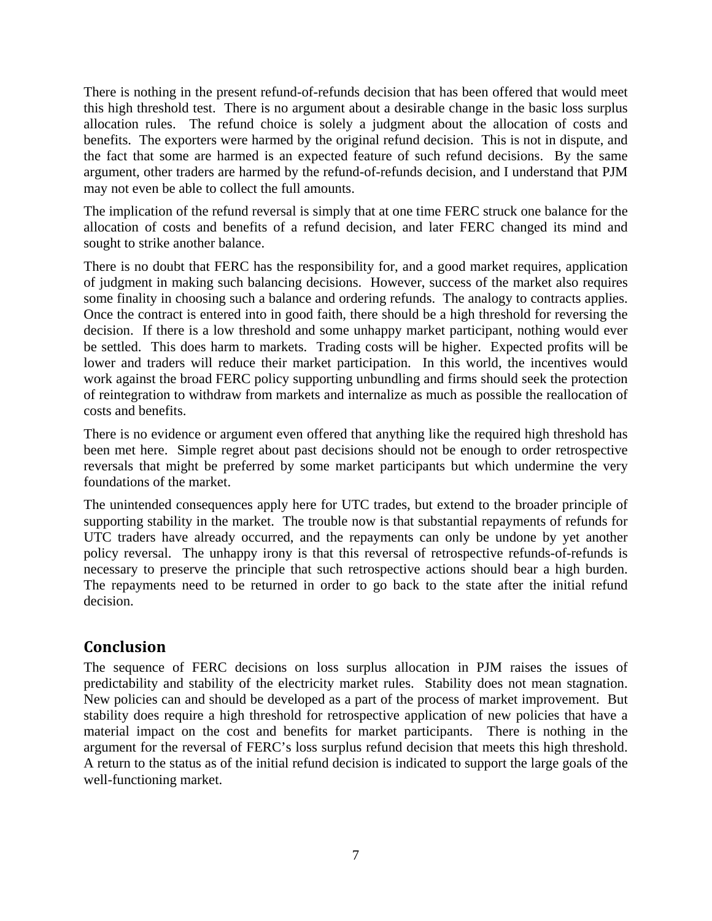There is nothing in the present refund-of-refunds decision that has been offered that would meet this high threshold test. There is no argument about a desirable change in the basic loss surplus allocation rules. The refund choice is solely a judgment about the allocation of costs and benefits. The exporters were harmed by the original refund decision. This is not in dispute, and the fact that some are harmed is an expected feature of such refund decisions. By the same argument, other traders are harmed by the refund-of-refunds decision, and I understand that PJM may not even be able to collect the full amounts.

The implication of the refund reversal is simply that at one time FERC struck one balance for the allocation of costs and benefits of a refund decision, and later FERC changed its mind and sought to strike another balance.

There is no doubt that FERC has the responsibility for, and a good market requires, application of judgment in making such balancing decisions. However, success of the market also requires some finality in choosing such a balance and ordering refunds. The analogy to contracts applies. Once the contract is entered into in good faith, there should be a high threshold for reversing the decision. If there is a low threshold and some unhappy market participant, nothing would ever be settled. This does harm to markets. Trading costs will be higher. Expected profits will be lower and traders will reduce their market participation. In this world, the incentives would work against the broad FERC policy supporting unbundling and firms should seek the protection of reintegration to withdraw from markets and internalize as much as possible the reallocation of costs and benefits.

There is no evidence or argument even offered that anything like the required high threshold has been met here. Simple regret about past decisions should not be enough to order retrospective reversals that might be preferred by some market participants but which undermine the very foundations of the market.

The unintended consequences apply here for UTC trades, but extend to the broader principle of supporting stability in the market. The trouble now is that substantial repayments of refunds for UTC traders have already occurred, and the repayments can only be undone by yet another policy reversal. The unhappy irony is that this reversal of retrospective refunds-of-refunds is necessary to preserve the principle that such retrospective actions should bear a high burden. The repayments need to be returned in order to go back to the state after the initial refund decision.

## Conclusion

The sequence of FERC decisions on loss surplus allocation in PJM raises the issues of predictability and stability of the electricity market rules. Stability does not mean stagnation. New policies can and should be developed as a part of the process of market improvement. But stability does require a high threshold for retrospective application of new policies that have a material impact on the cost and benefits for market participants. There is nothing in the argument for the reversal of FERC's loss surplus refund decision that meets this high threshold. A return to the status as of the initial refund decision is indicated to support the large goals of the well-functioning market.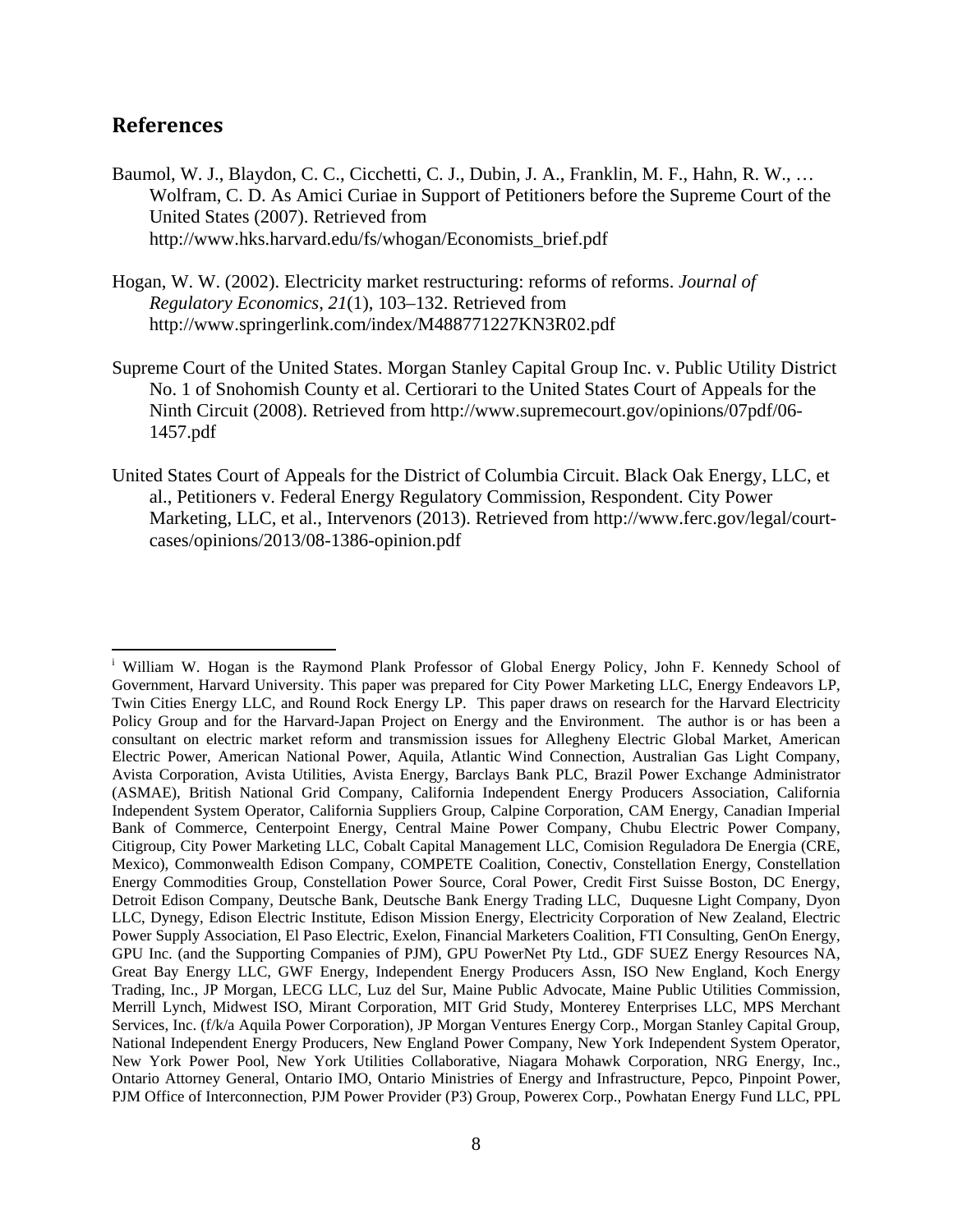## References

Baumol, W. J., Blaydon, C. C., Cicchetti, C. J., Dubin, J. A., Franklin, M. F., Hahn, R. W., … Wolfram, C. D. As Amici Curiae in Support of Petitioners before the Supreme Court of the United States (2007). Retrieved from http://www.hks.harvard.edu/fs/whogan/Economists_brief.pdf

Hogan, W. W. (2002). Electricity market restructuring: reforms of reforms. *Journal of Regulatory Economics*, *21*(1), 103–132. Retrieved from http://www.springerlink.com/index/M488771227KN3R02.pdf

Supreme Court of the United States. Morgan Stanley Capital Group Inc. v. Public Utility District No. 1 of Snohomish County et al. Certiorari to the United States Court of Appeals for the Ninth Circuit (2008). Retrieved from http://www.supremecourt.gov/opinions/07pdf/06-1457.pdf

United States Court of Appeals for the District of Columbia Circuit. Black Oak Energy, LLC, et al., Petitioners v. Federal Energy Regulatory Commission, Respondent. City Power Marketing, LLC, et al., Intervenors (2013). Retrieved from http://www.ferc.gov/legal/court-cases/opinions/2013/08-1386-opinion.pdf

---

[i] William W. Hogan is the Raymond Plank Professor of Global Energy Policy, John F. Kennedy School of Government, Harvard University. This paper was prepared for City Power Marketing LLC, Energy Endeavors LP, Twin Cities Energy LLC, and Round Rock Energy LP. This paper draws on research for the Harvard Electricity Policy Group and for the Harvard-Japan Project on Energy and the Environment. The author is or has been a consultant on electric market reform and transmission issues for Allegheny Electric Global Market, American Electric Power, American National Power, Aquila, Atlantic Wind Connection, Australian Gas Light Company, Avista Corporation, Avista Utilities, Avista Energy, Barclays Bank PLC, Brazil Power Exchange Administrator (ASMAE), British National Grid Company, California Independent Energy Producers Association, California Independent System Operator, California Suppliers Group, Calpine Corporation, CAM Energy, Canadian Imperial Bank of Commerce, Centerpoint Energy, Central Maine Power Company, Chubu Electric Power Company, Citigroup, City Power Marketing LLC, Cobalt Capital Management LLC, Comision Reguladora De Energia (CRE, Mexico), Commonwealth Edison Company, COMPETE Coalition, Conectiv, Constellation Energy, Constellation Energy Commodities Group, Constellation Power Source, Coral Power, Credit First Suisse Boston, DC Energy, Detroit Edison Company, Deutsche Bank, Deutsche Bank Energy Trading LLC, Duquesne Light Company, Dyon LLC, Dynegy, Edison Electric Institute, Edison Mission Energy, Electricity Corporation of New Zealand, Electric Power Supply Association, El Paso Electric, Exelon, Financial Marketers Coalition, FTI Consulting, GenOn Energy, GPU Inc. (and the Supporting Companies of PJM), GPU PowerNet Pty Ltd., GDF SUEZ Energy Resources NA, Great Bay Energy LLC, GWF Energy, Independent Energy Producers Assn, ISO New England, Koch Energy Trading, Inc., JP Morgan, LECG LLC, Luz del Sur, Maine Public Advocate, Maine Public Utilities Commission, Merrill Lynch, Midwest ISO, Mirant Corporation, MIT Grid Study, Monterey Enterprises LLC, MPS Merchant Services, Inc. (f/k/a Aquila Power Corporation), JP Morgan Ventures Energy Corp., Morgan Stanley Capital Group, National Independent Energy Producers, New England Power Company, New York Independent System Operator, New York Power Pool, New York Utilities Collaborative, Niagara Mohawk Corporation, NRG Energy, Inc., Ontario Attorney General, Ontario IMO, Ontario Ministries of Energy and Infrastructure, Pepco, Pinpoint Power, PJM Office of Interconnection, PJM Power Provider (P3) Group, Powerex Corp., Powhatan Energy Fund LLC, PPL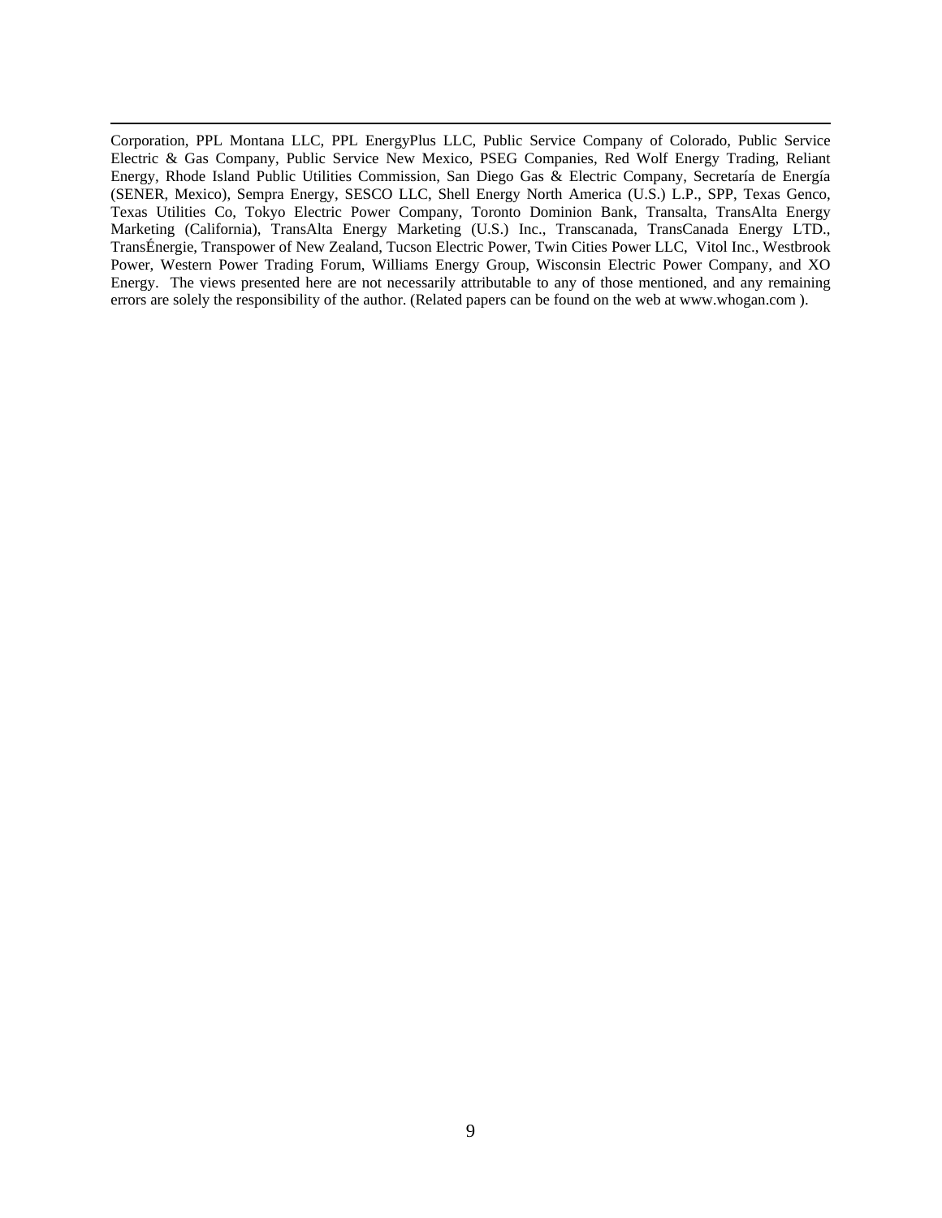Corporation, PPL Montana LLC, PPL EnergyPlus LLC, Public Service Company of Colorado, Public Service Electric & Gas Company, Public Service New Mexico, PSEG Companies, Red Wolf Energy Trading, Reliant Energy, Rhode Island Public Utilities Commission, San Diego Gas & Electric Company, Secretaría de Energía (SENER, Mexico), Sempra Energy, SESCO LLC, Shell Energy North America (U.S.) L.P., SPP, Texas Genco, Texas Utilities Co, Tokyo Electric Power Company, Toronto Dominion Bank, Transalta, TransAlta Energy Marketing (California), TransAlta Energy Marketing (U.S.) Inc., Transcanada, TransCanada Energy LTD., TransÉnergie, Transpower of New Zealand, Tucson Electric Power, Twin Cities Power LLC, Vitol Inc., Westbrook Power, Western Power Trading Forum, Williams Energy Group, Wisconsin Electric Power Company, and XO Energy. The views presented here are not necessarily attributable to any of those mentioned, and any remaining errors are solely the responsibility of the author. (Related papers can be found on the web at www.whogan.com ).